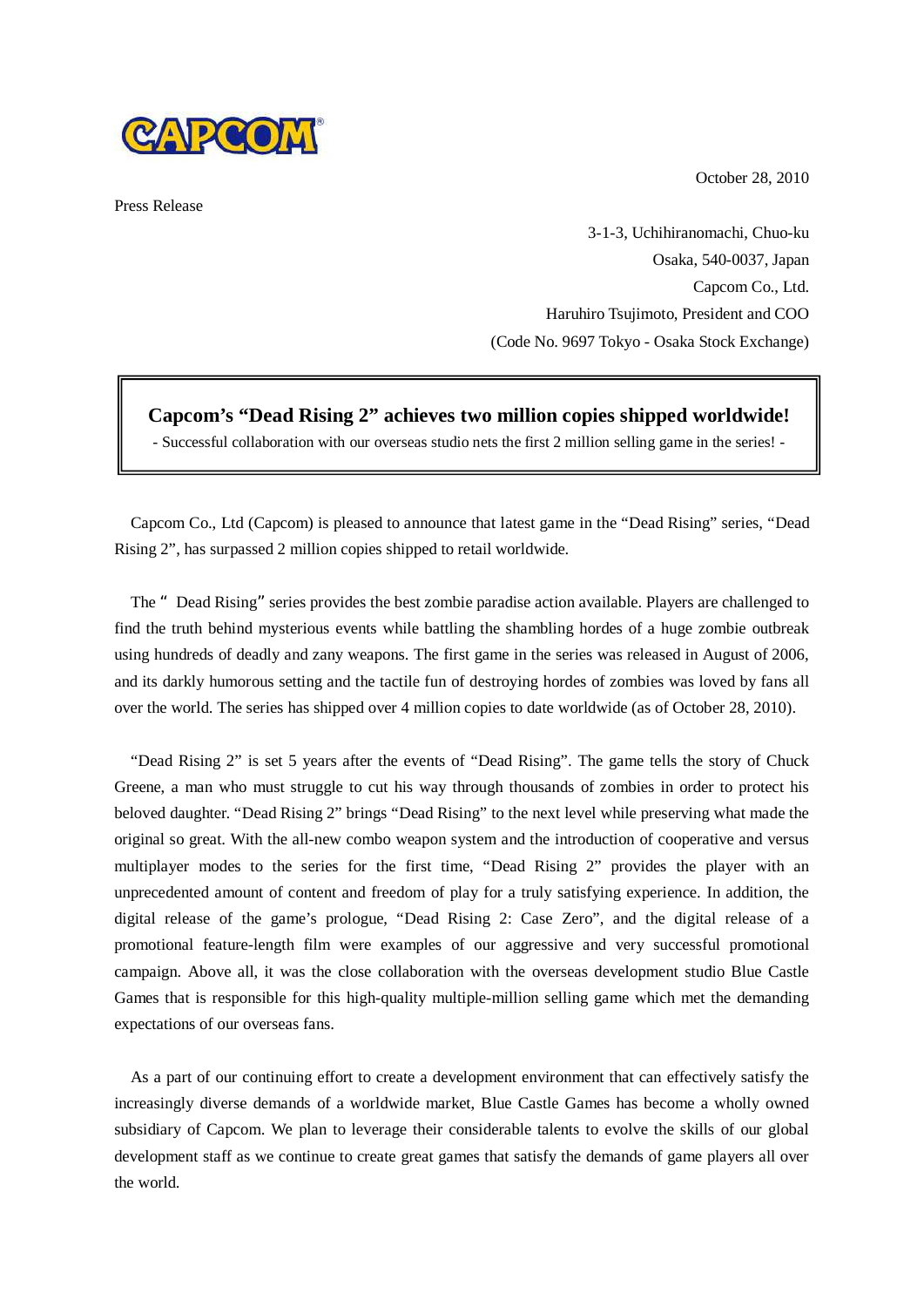CAPCOM

October 28, 2010

Press Release

3-1-3, Uchihiranomachi, Chuo-ku
Osaka, 540-0037, Japan
Capcom Co., Ltd.
Haruhiro Tsujimoto, President and COO
(Code No. 9697 Tokyo - Osaka Stock Exchange)

## Capcom's "Dead Rising 2" achieves two million copies shipped worldwide!

- Successful collaboration with our overseas studio nets the first 2 million selling game in the series! -

Capcom Co., Ltd (Capcom) is pleased to announce that latest game in the "Dead Rising" series, "Dead Rising 2", has surpassed 2 million copies shipped to retail worldwide.

The " Dead Rising" series provides the best zombie paradise action available. Players are challenged to find the truth behind mysterious events while battling the shambling hordes of a huge zombie outbreak using hundreds of deadly and zany weapons. The first game in the series was released in August of 2006, and its darkly humorous setting and the tactile fun of destroying hordes of zombies was loved by fans all over the world. The series has shipped over 4 million copies to date worldwide (as of October 28, 2010).

"Dead Rising 2" is set 5 years after the events of "Dead Rising". The game tells the story of Chuck Greene, a man who must struggle to cut his way through thousands of zombies in order to protect his beloved daughter. "Dead Rising 2" brings "Dead Rising" to the next level while preserving what made the original so great. With the all-new combo weapon system and the introduction of cooperative and versus multiplayer modes to the series for the first time, "Dead Rising 2" provides the player with an unprecedented amount of content and freedom of play for a truly satisfying experience. In addition, the digital release of the game's prologue, "Dead Rising 2: Case Zero", and the digital release of a promotional feature-length film were examples of our aggressive and very successful promotional campaign. Above all, it was the close collaboration with the overseas development studio Blue Castle Games that is responsible for this high-quality multiple-million selling game which met the demanding expectations of our overseas fans.

As a part of our continuing effort to create a development environment that can effectively satisfy the increasingly diverse demands of a worldwide market, Blue Castle Games has become a wholly owned subsidiary of Capcom. We plan to leverage their considerable talents to evolve the skills of our global development staff as we continue to create great games that satisfy the demands of game players all over the world.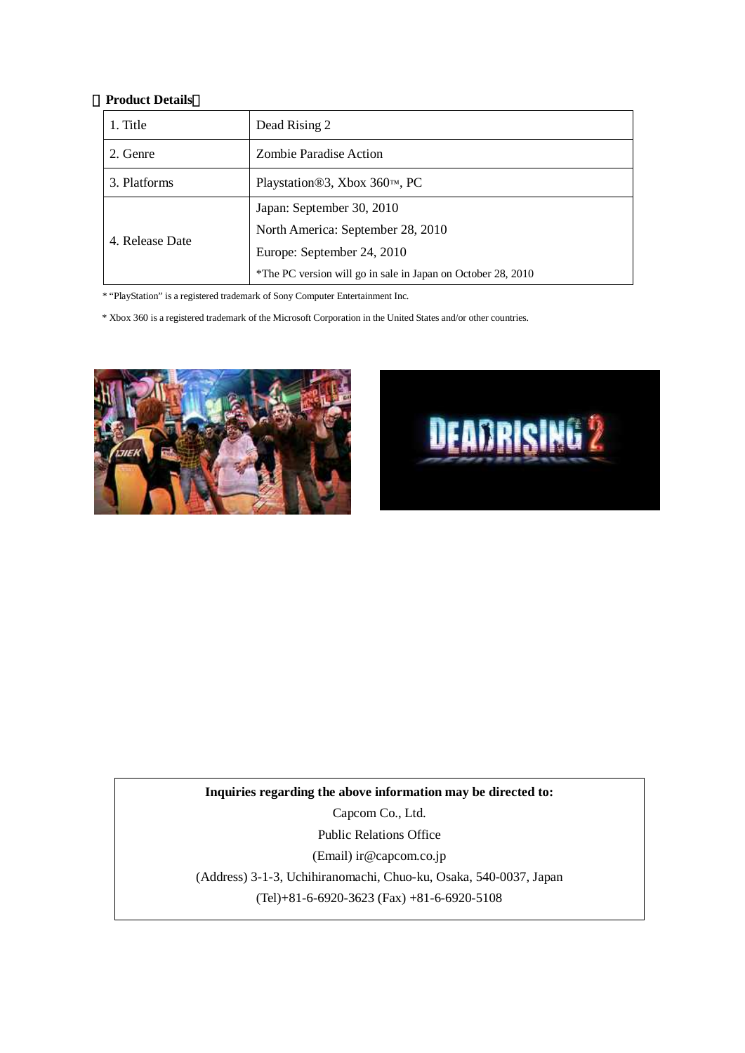**Product Details**

| | |
|---|---|
| 1. Title | Dead Rising 2 |
| 2. Genre | Zombie Paradise Action |
| 3. Platforms | Playstation®3, Xbox 360™, PC |
| 4. Release Date | Japan: September 30, 2010<br>North America: September 28, 2010<br>Europe: September 24, 2010<br>*The PC version will go in sale in Japan on October 28, 2010 |

* “PlayStation” is a registered trademark of Sony Computer Entertainment Inc.

* Xbox 360 is a registered trademark of the Microsoft Corporation in the United States and/or other countries.

**Inquiries regarding the above information may be directed to:**

Capcom Co., Ltd.

Public Relations Office

(Email) ir@capcom.co.jp

(Address) 3-1-3, Uchihiranomachi, Chuo-ku, Osaka, 540-0037, Japan

(Tel)+81-6-6920-3623 (Fax) +81-6-6920-5108